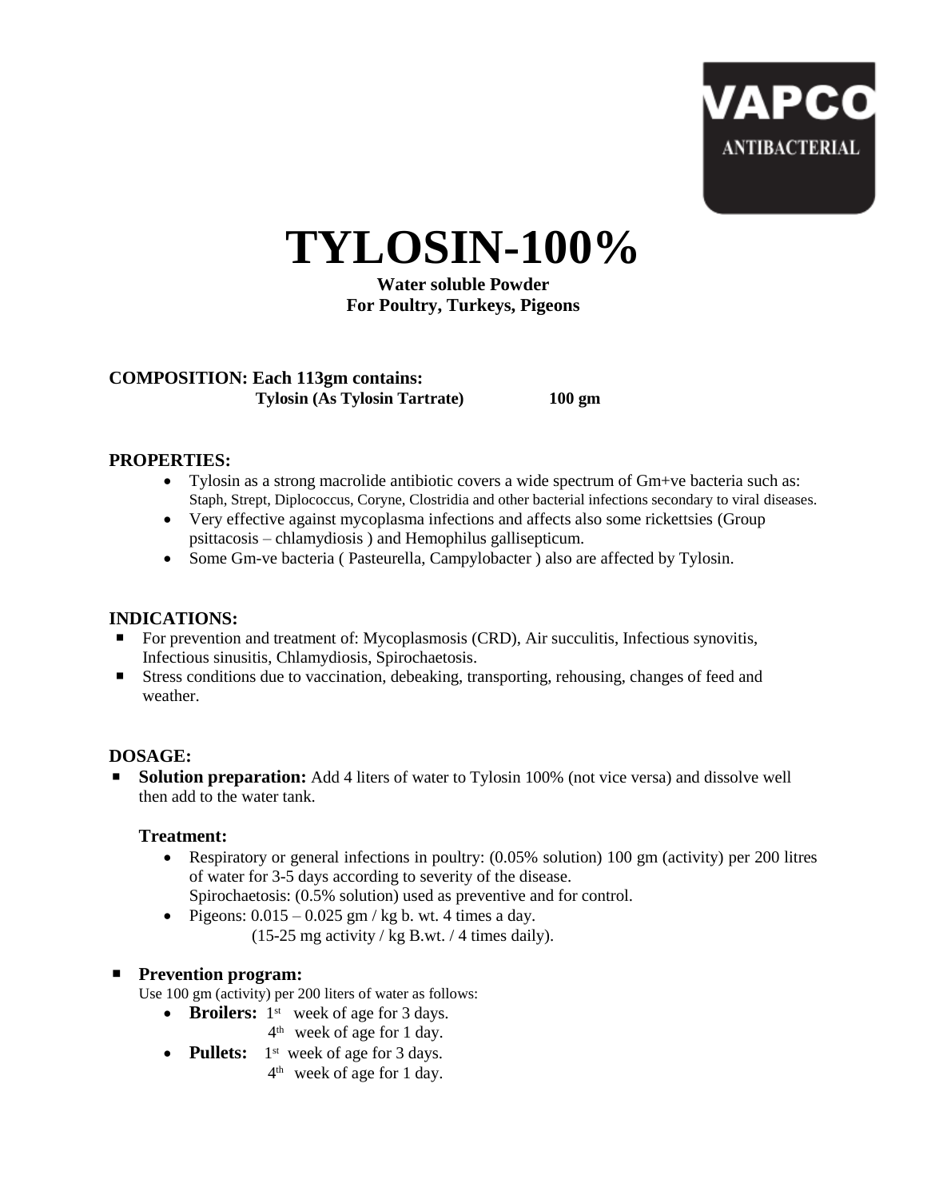VAPCO

ANTIBACTERIAL

# TYLOSIN-100%

**Water soluble Powder**
**For Poultry, Turkeys, Pigeons**

**COMPOSITION: Each 113gm contains:**

**Tylosin (As Tylosin Tartrate) 100 gm**

## PROPERTIES:

- Tylosin as a strong macrolide antibiotic covers a wide spectrum of Gm+ve bacteria such as: Staph, Strept, Diplococcus, Coryne, Clostridia and other bacterial infections secondary to viral diseases.
- Very effective against mycoplasma infections and affects also some rickettsies (Group psittacosis – chlamydiosis ) and Hemophilus gallisepticum.
- Some Gm-ve bacteria ( Pasteurella, Campylobacter ) also are affected by Tylosin.

## INDICATIONS:

- For prevention and treatment of: Mycoplasmosis (CRD), Air succulitis, Infectious synovitis, Infectious sinusitis, Chlamydiosis, Spirochaetosis.
- Stress conditions due to vaccination, debeaking, transporting, rehousing, changes of feed and weather.

## DOSAGE:

- **Solution preparation:** Add 4 liters of water to Tylosin 100% (not vice versa) and dissolve well then add to the water tank.

  **Treatment:**
  - Respiratory or general infections in poultry: (0.05% solution) 100 gm (activity) per 200 litres of water for 3-5 days according to severity of the disease.
    Spirochaetosis: (0.5% solution) used as preventive and for control.
  - Pigeons: 0.015 – 0.025 gm / kg b. wt. 4 times a day.
    (15-25 mg activity / kg B.wt. / 4 times daily).

- **Prevention program:**
  Use 100 gm (activity) per 200 liters of water as follows:
  - **Broilers:** 1st week of age for 3 days.
    4th week of age for 1 day.
  - **Pullets:** 1st week of age for 3 days.
    4th week of age for 1 day.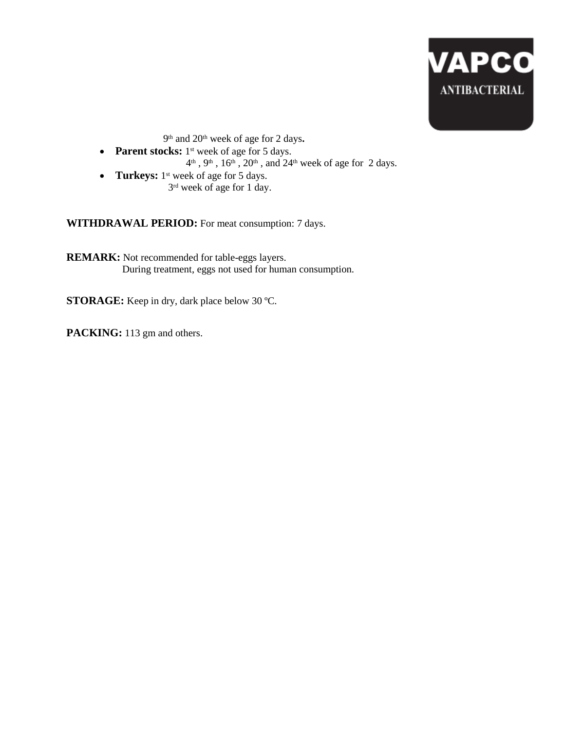9th and 20th week of age for 2 days**.**

- **Parent stocks:** 1st week of age for 5 days.
  4th , 9th , 16th , 20th , and 24th week of age for 2 days.
- **Turkeys:** 1st week of age for 5 days.
  3rd week of age for 1 day.

**WITHDRAWAL PERIOD:** For meat consumption: 7 days.

**REMARK:** Not recommended for table-eggs layers.
During treatment, eggs not used for human consumption.

**STORAGE:** Keep in dry, dark place below 30 ºC.

**PACKING:** 113 gm and others.